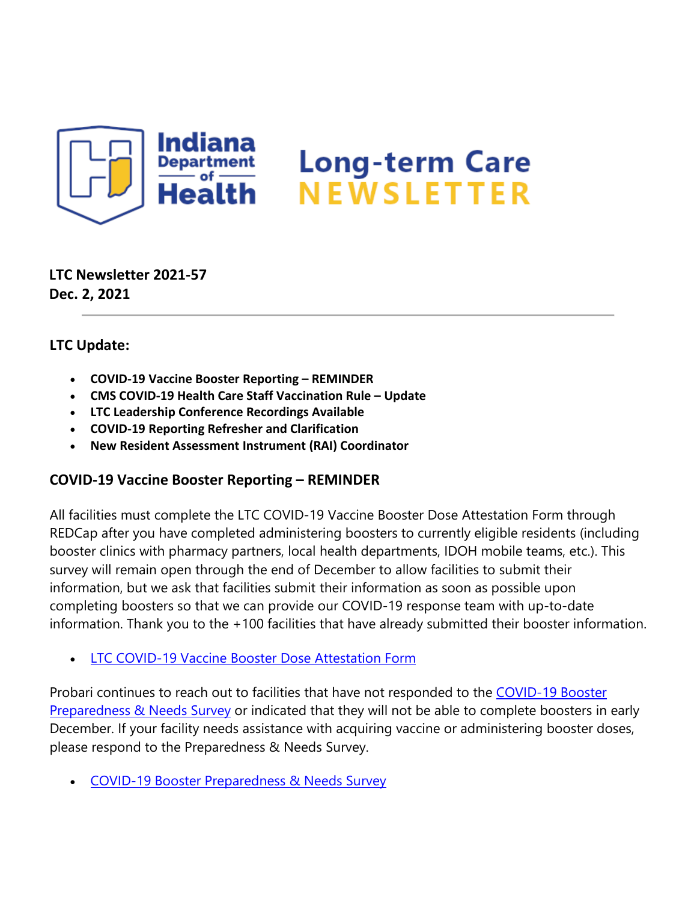# Indiana Department of Health Long-term Care NEWSLETTER

**LTC Newsletter 2021-57**
**Dec. 2, 2021**

---

## LTC Update:

- **COVID-19 Vaccine Booster Reporting – REMINDER**
- **CMS COVID-19 Health Care Staff Vaccination Rule – Update**
- **LTC Leadership Conference Recordings Available**
- **COVID-19 Reporting Refresher and Clarification**
- **New Resident Assessment Instrument (RAI) Coordinator**

## COVID-19 Vaccine Booster Reporting – REMINDER

All facilities must complete the LTC COVID-19 Vaccine Booster Dose Attestation Form through REDCap after you have completed administering boosters to currently eligible residents (including booster clinics with pharmacy partners, local health departments, IDOH mobile teams, etc.). This survey will remain open through the end of December to allow facilities to submit their information, but we ask that facilities submit their information as soon as possible upon completing boosters so that we can provide our COVID-19 response team with up-to-date information. Thank you to the +100 facilities that have already submitted their booster information.

- LTC COVID-19 Vaccine Booster Dose Attestation Form

Probari continues to reach out to facilities that have not responded to the COVID-19 Booster Preparedness & Needs Survey or indicated that they will not be able to complete boosters in early December. If your facility needs assistance with acquiring vaccine or administering booster doses, please respond to the Preparedness & Needs Survey.

- COVID-19 Booster Preparedness & Needs Survey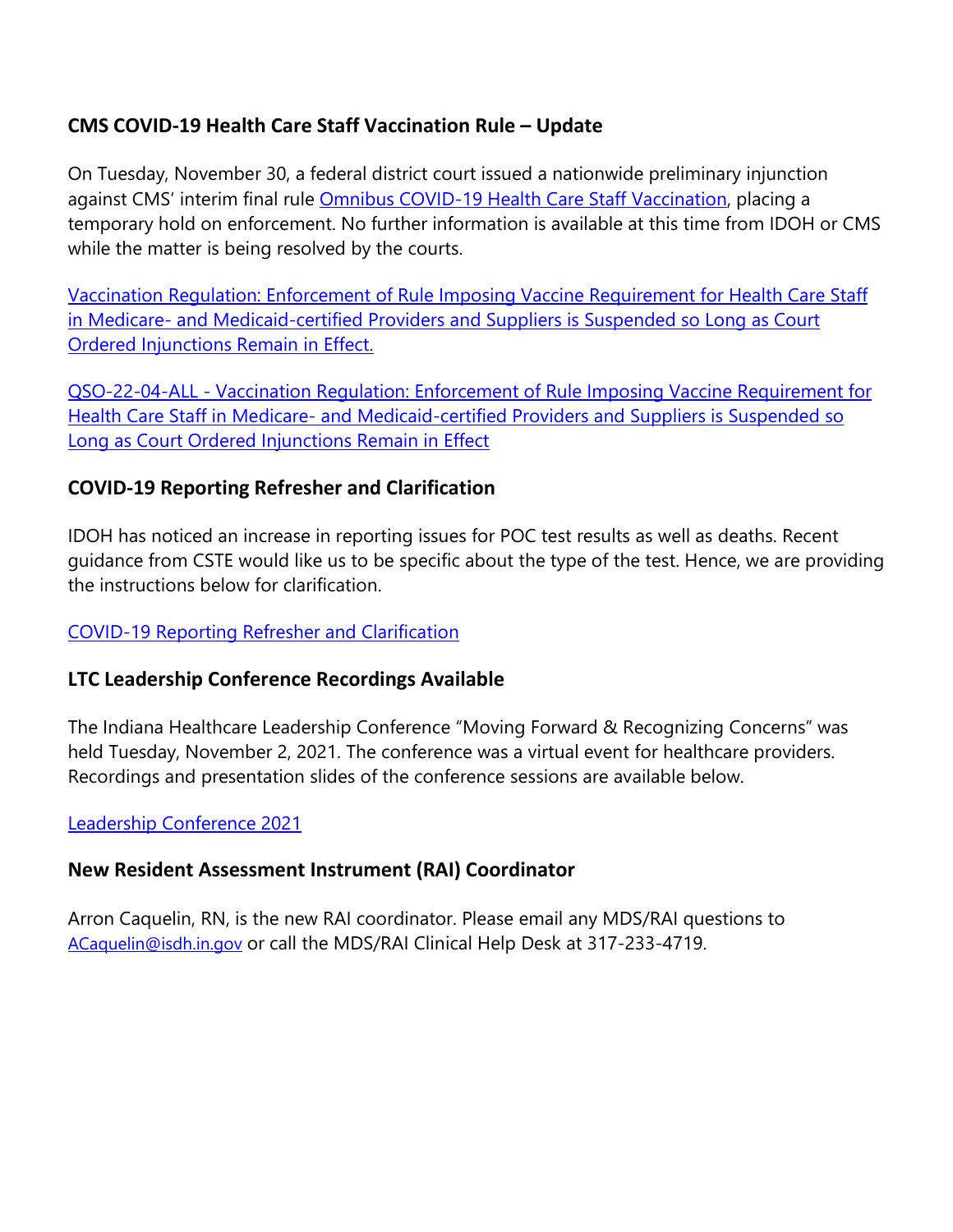### CMS COVID-19 Health Care Staff Vaccination Rule – Update

On Tuesday, November 30, a federal district court issued a nationwide preliminary injunction against CMS' interim final rule Omnibus COVID-19 Health Care Staff Vaccination, placing a temporary hold on enforcement. No further information is available at this time from IDOH or CMS while the matter is being resolved by the courts.

Vaccination Regulation: Enforcement of Rule Imposing Vaccine Requirement for Health Care Staff in Medicare- and Medicaid-certified Providers and Suppliers is Suspended so Long as Court Ordered Injunctions Remain in Effect.

QSO-22-04-ALL - Vaccination Regulation: Enforcement of Rule Imposing Vaccine Requirement for Health Care Staff in Medicare- and Medicaid-certified Providers and Suppliers is Suspended so Long as Court Ordered Injunctions Remain in Effect

### COVID-19 Reporting Refresher and Clarification

IDOH has noticed an increase in reporting issues for POC test results as well as deaths. Recent guidance from CSTE would like us to be specific about the type of the test. Hence, we are providing the instructions below for clarification.

COVID-19 Reporting Refresher and Clarification

### LTC Leadership Conference Recordings Available

The Indiana Healthcare Leadership Conference "Moving Forward & Recognizing Concerns" was held Tuesday, November 2, 2021. The conference was a virtual event for healthcare providers. Recordings and presentation slides of the conference sessions are available below.

Leadership Conference 2021

### New Resident Assessment Instrument (RAI) Coordinator

Arron Caquelin, RN, is the new RAI coordinator. Please email any MDS/RAI questions to ACaquelin@isdh.in.gov or call the MDS/RAI Clinical Help Desk at 317-233-4719.